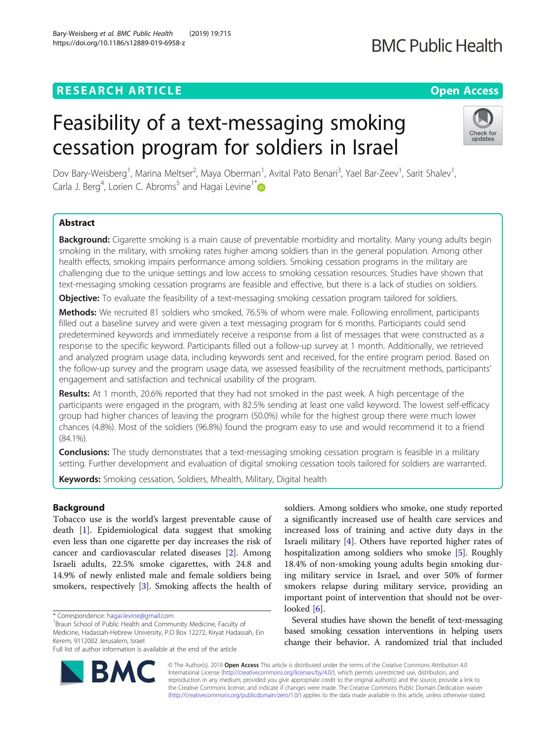RESEARCH ARTICLE

Open Access

# Feasibility of a text-messaging smoking cessation program for soldiers in Israel

Dov Bary-Weisberg[1], Marina Meltser[2], Maya Oberman[1], Avital Pato Benari[3], Yael Bar-Zeev[1], Sarit Shalev[1], Carla J. Berg[4], Lorien C. Abroms[5] and Hagai Levine[1*]

## Abstract

**Background:** Cigarette smoking is a main cause of preventable morbidity and mortality. Many young adults begin smoking in the military, with smoking rates higher among soldiers than in the general population. Among other health effects, smoking impairs performance among soldiers. Smoking cessation programs in the military are challenging due to the unique settings and low access to smoking cessation resources. Studies have shown that text-messaging smoking cessation programs are feasible and effective, but there is a lack of studies on soldiers.

**Objective:** To evaluate the feasibility of a text-messaging smoking cessation program tailored for soldiers.

**Methods:** We recruited 81 soldiers who smoked, 76.5% of whom were male. Following enrollment, participants filled out a baseline survey and were given a text messaging program for 6 months. Participants could send predetermined keywords and immediately receive a response from a list of messages that were constructed as a response to the specific keyword. Participants filled out a follow-up survey at 1 month. Additionally, we retrieved and analyzed program usage data, including keywords sent and received, for the entire program period. Based on the follow-up survey and the program usage data, we assessed feasibility of the recruitment methods, participants' engagement and satisfaction and technical usability of the program.

**Results:** At 1 month, 20.6% reported that they had not smoked in the past week. A high percentage of the participants were engaged in the program, with 82.5% sending at least one valid keyword. The lowest self-efficacy group had higher chances of leaving the program (50.0%) while for the highest group there were much lower chances (4.8%). Most of the soldiers (96.8%) found the program easy to use and would recommend it to a friend (84.1%).

**Conclusions:** The study demonstrates that a text-messaging smoking cessation program is feasible in a military setting. Further development and evaluation of digital smoking cessation tools tailored for soldiers are warranted.

**Keywords:** Smoking cessation, Soldiers, Mhealth, Military, Digital health

## Background

Tobacco use is the world's largest preventable cause of death [1]. Epidemiological data suggest that smoking even less than one cigarette per day increases the risk of cancer and cardiovascular related diseases [2]. Among Israeli adults, 22.5% smoke cigarettes, with 24.8 and 14.9% of newly enlisted male and female soldiers being smokers, respectively [3]. Smoking affects the health of soldiers. Among soldiers who smoke, one study reported a significantly increased use of health care services and increased loss of training and active duty days in the Israeli military [4]. Others have reported higher rates of hospitalization among soldiers who smoke [5]. Roughly 18.4% of non-smoking young adults begin smoking during military service in Israel, and over 50% of former smokers relapse during military service, providing an important point of intervention that should not be overlooked [6].

Several studies have shown the benefit of text-messaging based smoking cessation interventions in helping users change their behavior. A randomized trial that included

\* Correspondence: hagai.levine@gmail.com
[1]Braun School of Public Health and Community Medicine, Faculty of Medicine, Hadassah-Hebrew University, P.O Box 12272, Kiryat Hadassah, Ein Kerem, 9112002 Jerusalem, Israel
Full list of author information is available at the end of the article

© The Author(s). 2019 **Open Access** This article is distributed under the terms of the Creative Commons Attribution 4.0 International License (http://creativecommons.org/licenses/by/4.0/), which permits unrestricted use, distribution, and reproduction in any medium, provided you give appropriate credit to the original author(s) and the source, provide a link to the Creative Commons license, and indicate if changes were made. The Creative Commons Public Domain Dedication waiver (http://creativecommons.org/publicdomain/zero/1.0/) applies to the data made available in this article, unless otherwise stated.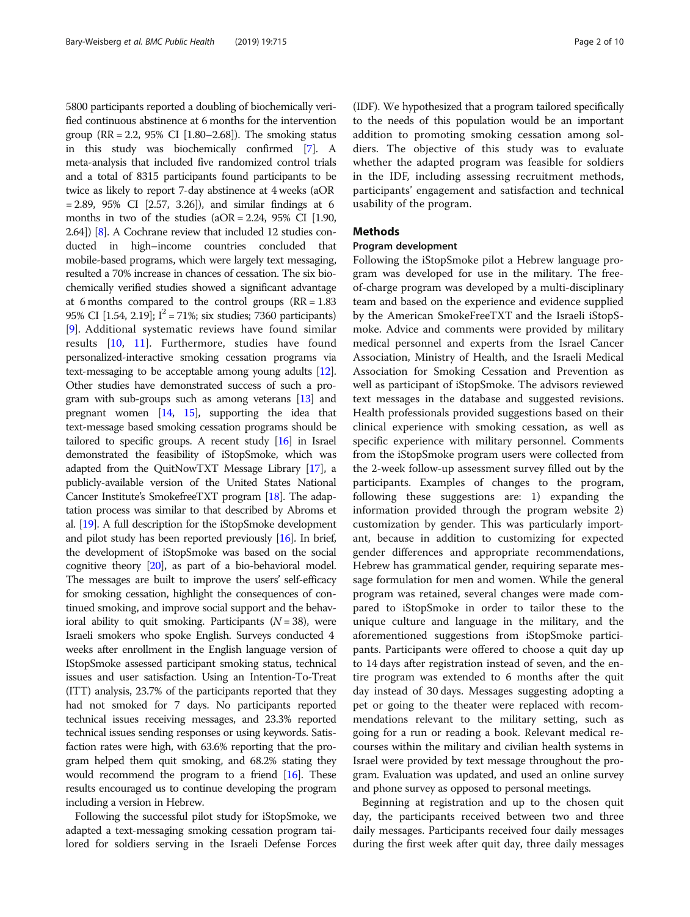5800 participants reported a doubling of biochemically verified continuous abstinence at 6 months for the intervention group (RR = 2.2, 95% CI [1.80–2.68]). The smoking status in this study was biochemically confirmed [7]. A meta-analysis that included five randomized control trials and a total of 8315 participants found participants to be twice as likely to report 7-day abstinence at 4 weeks (aOR = 2.89, 95% CI [2.57, 3.26]), and similar findings at 6 months in two of the studies (aOR = 2.24, 95% CI [1.90, 2.64]) [8]. A Cochrane review that included 12 studies conducted in high–income countries concluded that mobile-based programs, which were largely text messaging, resulted a 70% increase in chances of cessation. The six biochemically verified studies showed a significant advantage at 6 months compared to the control groups (RR = 1.83 95% CI [1.54, 2.19]; $I^2 = 71\%$; six studies; 7360 participants) [9]. Additional systematic reviews have found similar results [10, 11]. Furthermore, studies have found personalized-interactive smoking cessation programs via text-messaging to be acceptable among young adults [12]. Other studies have demonstrated success of such a program with sub-groups such as among veterans [13] and pregnant women [14, 15], supporting the idea that text-message based smoking cessation programs should be tailored to specific groups. A recent study [16] in Israel demonstrated the feasibility of iStopSmoke, which was adapted from the QuitNowTXT Message Library [17], a publicly-available version of the United States National Cancer Institute's SmokefreeTXT program [18]. The adaptation process was similar to that described by Abroms et al. [19]. A full description for the iStopSmoke development and pilot study has been reported previously [16]. In brief, the development of iStopSmoke was based on the social cognitive theory [20], as part of a bio-behavioral model. The messages are built to improve the users' self-efficacy for smoking cessation, highlight the consequences of continued smoking, and improve social support and the behavioral ability to quit smoking. Participants ($N = 38$), were Israeli smokers who spoke English. Surveys conducted 4 weeks after enrollment in the English language version of IStopSmoke assessed participant smoking status, technical issues and user satisfaction. Using an Intention-To-Treat (ITT) analysis, 23.7% of the participants reported that they had not smoked for 7 days. No participants reported technical issues receiving messages, and 23.3% reported technical issues sending responses or using keywords. Satisfaction rates were high, with 63.6% reporting that the program helped them quit smoking, and 68.2% stating they would recommend the program to a friend [16]. These results encouraged us to continue developing the program including a version in Hebrew.

Following the successful pilot study for iStopSmoke, we adapted a text-messaging smoking cessation program tailored for soldiers serving in the Israeli Defense Forces (IDF). We hypothesized that a program tailored specifically to the needs of this population would be an important addition to promoting smoking cessation among soldiers. The objective of this study was to evaluate whether the adapted program was feasible for soldiers in the IDF, including assessing recruitment methods, participants' engagement and satisfaction and technical usability of the program.

## Methods

### Program development

Following the iStopSmoke pilot a Hebrew language program was developed for use in the military. The free-of-charge program was developed by a multi-disciplinary team and based on the experience and evidence supplied by the American SmokeFreeTXT and the Israeli iStopSmoke. Advice and comments were provided by military medical personnel and experts from the Israel Cancer Association, Ministry of Health, and the Israeli Medical Association for Smoking Cessation and Prevention as well as participant of iStopSmoke. The advisors reviewed text messages in the database and suggested revisions. Health professionals provided suggestions based on their clinical experience with smoking cessation, as well as specific experience with military personnel. Comments from the iStopSmoke program users were collected from the 2-week follow-up assessment survey filled out by the participants. Examples of changes to the program, following these suggestions are: 1) expanding the information provided through the program website 2) customization by gender. This was particularly important, because in addition to customizing for expected gender differences and appropriate recommendations, Hebrew has grammatical gender, requiring separate message formulation for men and women. While the general program was retained, several changes were made compared to iStopSmoke in order to tailor these to the unique culture and language in the military, and the aforementioned suggestions from iStopSmoke participants. Participants were offered to choose a quit day up to 14 days after registration instead of seven, and the entire program was extended to 6 months after the quit day instead of 30 days. Messages suggesting adopting a pet or going to the theater were replaced with recommendations relevant to the military setting, such as going for a run or reading a book. Relevant medical recourses within the military and civilian health systems in Israel were provided by text message throughout the program. Evaluation was updated, and used an online survey and phone survey as opposed to personal meetings.

Beginning at registration and up to the chosen quit day, the participants received between two and three daily messages. Participants received four daily messages during the first week after quit day, three daily messages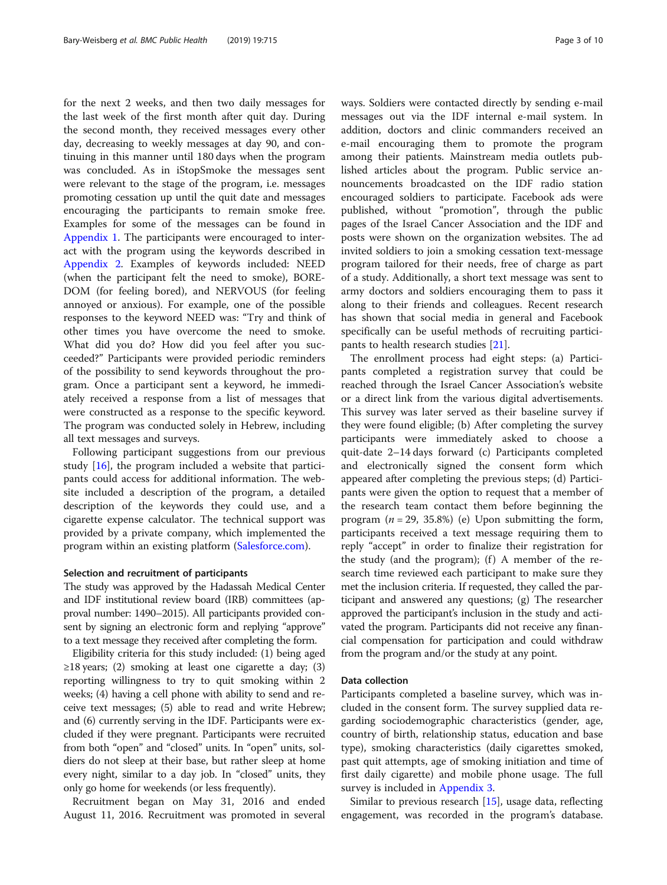for the next 2 weeks, and then two daily messages for the last week of the first month after quit day. During the second month, they received messages every other day, decreasing to weekly messages at day 90, and continuing in this manner until 180 days when the program was concluded. As in iStopSmoke the messages sent were relevant to the stage of the program, i.e. messages promoting cessation up until the quit date and messages encouraging the participants to remain smoke free. Examples for some of the messages can be found in Appendix 1. The participants were encouraged to interact with the program using the keywords described in Appendix 2. Examples of keywords included: NEED (when the participant felt the need to smoke), BOREDOM (for feeling bored), and NERVOUS (for feeling annoyed or anxious). For example, one of the possible responses to the keyword NEED was: "Try and think of other times you have overcome the need to smoke. What did you do? How did you feel after you succeeded?" Participants were provided periodic reminders of the possibility to send keywords throughout the program. Once a participant sent a keyword, he immediately received a response from a list of messages that were constructed as a response to the specific keyword. The program was conducted solely in Hebrew, including all text messages and surveys.

Following participant suggestions from our previous study [16], the program included a website that participants could access for additional information. The website included a description of the program, a detailed description of the keywords they could use, and a cigarette expense calculator. The technical support was provided by a private company, which implemented the program within an existing platform (Salesforce.com).

### Selection and recruitment of participants

The study was approved by the Hadassah Medical Center and IDF institutional review board (IRB) committees (approval number: 1490–2015). All participants provided consent by signing an electronic form and replying "approve" to a text message they received after completing the form.

Eligibility criteria for this study included: (1) being aged ≥18 years; (2) smoking at least one cigarette a day; (3) reporting willingness to try to quit smoking within 2 weeks; (4) having a cell phone with ability to send and receive text messages; (5) able to read and write Hebrew; and (6) currently serving in the IDF. Participants were excluded if they were pregnant. Participants were recruited from both "open" and "closed" units. In "open" units, soldiers do not sleep at their base, but rather sleep at home every night, similar to a day job. In "closed" units, they only go home for weekends (or less frequently).

Recruitment began on May 31, 2016 and ended August 11, 2016. Recruitment was promoted in several ways. Soldiers were contacted directly by sending e-mail messages out via the IDF internal e-mail system. In addition, doctors and clinic commanders received an e-mail encouraging them to promote the program among their patients. Mainstream media outlets published articles about the program. Public service announcements broadcasted on the IDF radio station encouraged soldiers to participate. Facebook ads were published, without "promotion", through the public pages of the Israel Cancer Association and the IDF and posts were shown on the organization websites. The ad invited soldiers to join a smoking cessation text-message program tailored for their needs, free of charge as part of a study. Additionally, a short text message was sent to army doctors and soldiers encouraging them to pass it along to their friends and colleagues. Recent research has shown that social media in general and Facebook specifically can be useful methods of recruiting participants to health research studies [21].

The enrollment process had eight steps: (a) Participants completed a registration survey that could be reached through the Israel Cancer Association's website or a direct link from the various digital advertisements. This survey was later served as their baseline survey if they were found eligible; (b) After completing the survey participants were immediately asked to choose a quit-date 2–14 days forward (c) Participants completed and electronically signed the consent form which appeared after completing the previous steps; (d) Participants were given the option to request that a member of the research team contact them before beginning the program ($n = 29$, 35.8%) (e) Upon submitting the form, participants received a text message requiring them to reply "accept" in order to finalize their registration for the study (and the program); (f) A member of the research time reviewed each participant to make sure they met the inclusion criteria. If requested, they called the participant and answered any questions; (g) The researcher approved the participant's inclusion in the study and activated the program. Participants did not receive any financial compensation for participation and could withdraw from the program and/or the study at any point.

### Data collection

Participants completed a baseline survey, which was included in the consent form. The survey supplied data regarding sociodemographic characteristics (gender, age, country of birth, relationship status, education and base type), smoking characteristics (daily cigarettes smoked, past quit attempts, age of smoking initiation and time of first daily cigarette) and mobile phone usage. The full survey is included in Appendix 3.

Similar to previous research [15], usage data, reflecting engagement, was recorded in the program's database.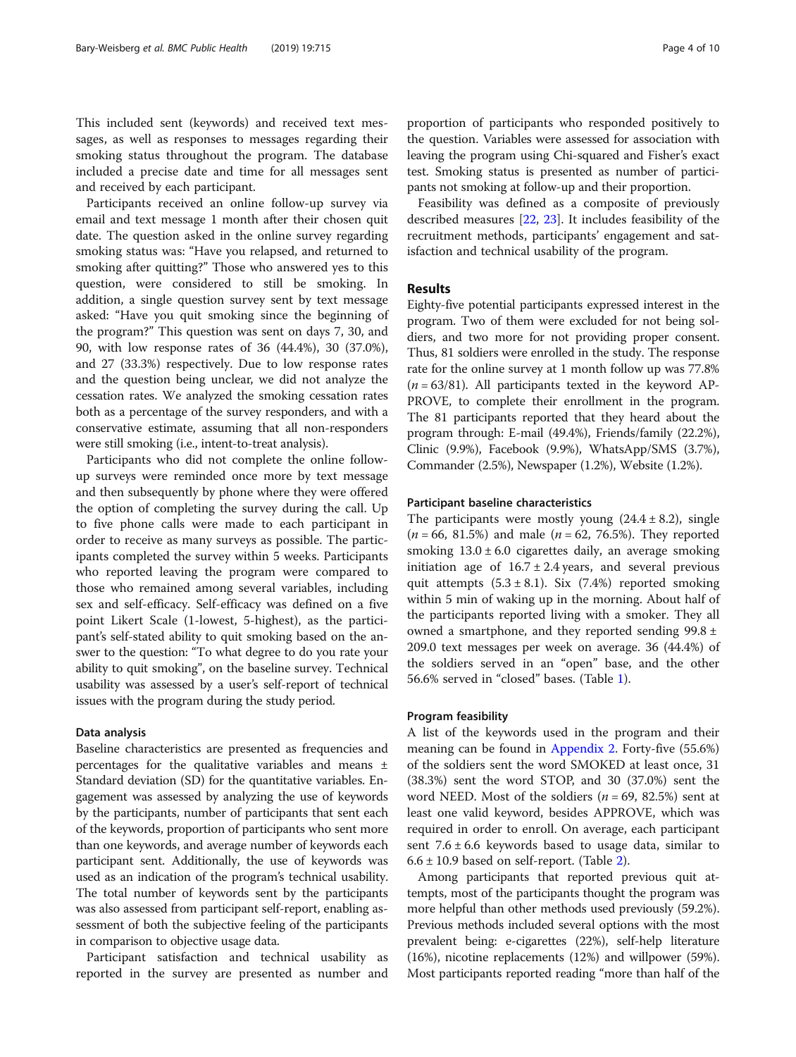This included sent (keywords) and received text messages, as well as responses to messages regarding their smoking status throughout the program. The database included a precise date and time for all messages sent and received by each participant.

Participants received an online follow-up survey via email and text message 1 month after their chosen quit date. The question asked in the online survey regarding smoking status was: "Have you relapsed, and returned to smoking after quitting?" Those who answered yes to this question, were considered to still be smoking. In addition, a single question survey sent by text message asked: "Have you quit smoking since the beginning of the program?" This question was sent on days 7, 30, and 90, with low response rates of 36 (44.4%), 30 (37.0%), and 27 (33.3%) respectively. Due to low response rates and the question being unclear, we did not analyze the cessation rates. We analyzed the smoking cessation rates both as a percentage of the survey responders, and with a conservative estimate, assuming that all non-responders were still smoking (i.e., intent-to-treat analysis).

Participants who did not complete the online follow-up surveys were reminded once more by text message and then subsequently by phone where they were offered the option of completing the survey during the call. Up to five phone calls were made to each participant in order to receive as many surveys as possible. The participants completed the survey within 5 weeks. Participants who reported leaving the program were compared to those who remained among several variables, including sex and self-efficacy. Self-efficacy was defined on a five point Likert Scale (1-lowest, 5-highest), as the participant's self-stated ability to quit smoking based on the answer to the question: "To what degree to do you rate your ability to quit smoking", on the baseline survey. Technical usability was assessed by a user's self-report of technical issues with the program during the study period.

### Data analysis

Baseline characteristics are presented as frequencies and percentages for the qualitative variables and means ± Standard deviation (SD) for the quantitative variables. Engagement was assessed by analyzing the use of keywords by the participants, number of participants that sent each of the keywords, proportion of participants who sent more than one keywords, and average number of keywords each participant sent. Additionally, the use of keywords was used as an indication of the program's technical usability. The total number of keywords sent by the participants was also assessed from participant self-report, enabling assessment of both the subjective feeling of the participants in comparison to objective usage data.

Participant satisfaction and technical usability as reported in the survey are presented as number and proportion of participants who responded positively to the question. Variables were assessed for association with leaving the program using Chi-squared and Fisher's exact test. Smoking status is presented as number of participants not smoking at follow-up and their proportion.

Feasibility was defined as a composite of previously described measures [22, 23]. It includes feasibility of the recruitment methods, participants' engagement and satisfaction and technical usability of the program.

## Results

Eighty-five potential participants expressed interest in the program. Two of them were excluded for not being soldiers, and two more for not providing proper consent. Thus, 81 soldiers were enrolled in the study. The response rate for the online survey at 1 month follow up was 77.8% ($n = 63/81$). All participants texted in the keyword APPROVE, to complete their enrollment in the program. The 81 participants reported that they heard about the program through: E-mail (49.4%), Friends/family (22.2%), Clinic (9.9%), Facebook (9.9%), WhatsApp/SMS (3.7%), Commander (2.5%), Newspaper (1.2%), Website (1.2%).

### Participant baseline characteristics

The participants were mostly young (24.4 ± 8.2), single ($n = 66$, 81.5%) and male ($n = 62$, 76.5%). They reported smoking 13.0 ± 6.0 cigarettes daily, an average smoking initiation age of 16.7 ± 2.4 years, and several previous quit attempts (5.3 ± 8.1). Six (7.4%) reported smoking within 5 min of waking up in the morning. About half of the participants reported living with a smoker. They all owned a smartphone, and they reported sending 99.8 ± 209.0 text messages per week on average. 36 (44.4%) of the soldiers served in an "open" base, and the other 56.6% served in "closed" bases. (Table 1).

### Program feasibility

A list of the keywords used in the program and their meaning can be found in Appendix 2. Forty-five (55.6%) of the soldiers sent the word SMOKED at least once, 31 (38.3%) sent the word STOP, and 30 (37.0%) sent the word NEED. Most of the soldiers ($n = 69$, 82.5%) sent at least one valid keyword, besides APPROVE, which was required in order to enroll. On average, each participant sent 7.6 ± 6.6 keywords based to usage data, similar to 6.6 ± 10.9 based on self-report. (Table 2).

Among participants that reported previous quit attempts, most of the participants thought the program was more helpful than other methods used previously (59.2%). Previous methods included several options with the most prevalent being: e-cigarettes (22%), self-help literature (16%), nicotine replacements (12%) and willpower (59%). Most participants reported reading "more than half of the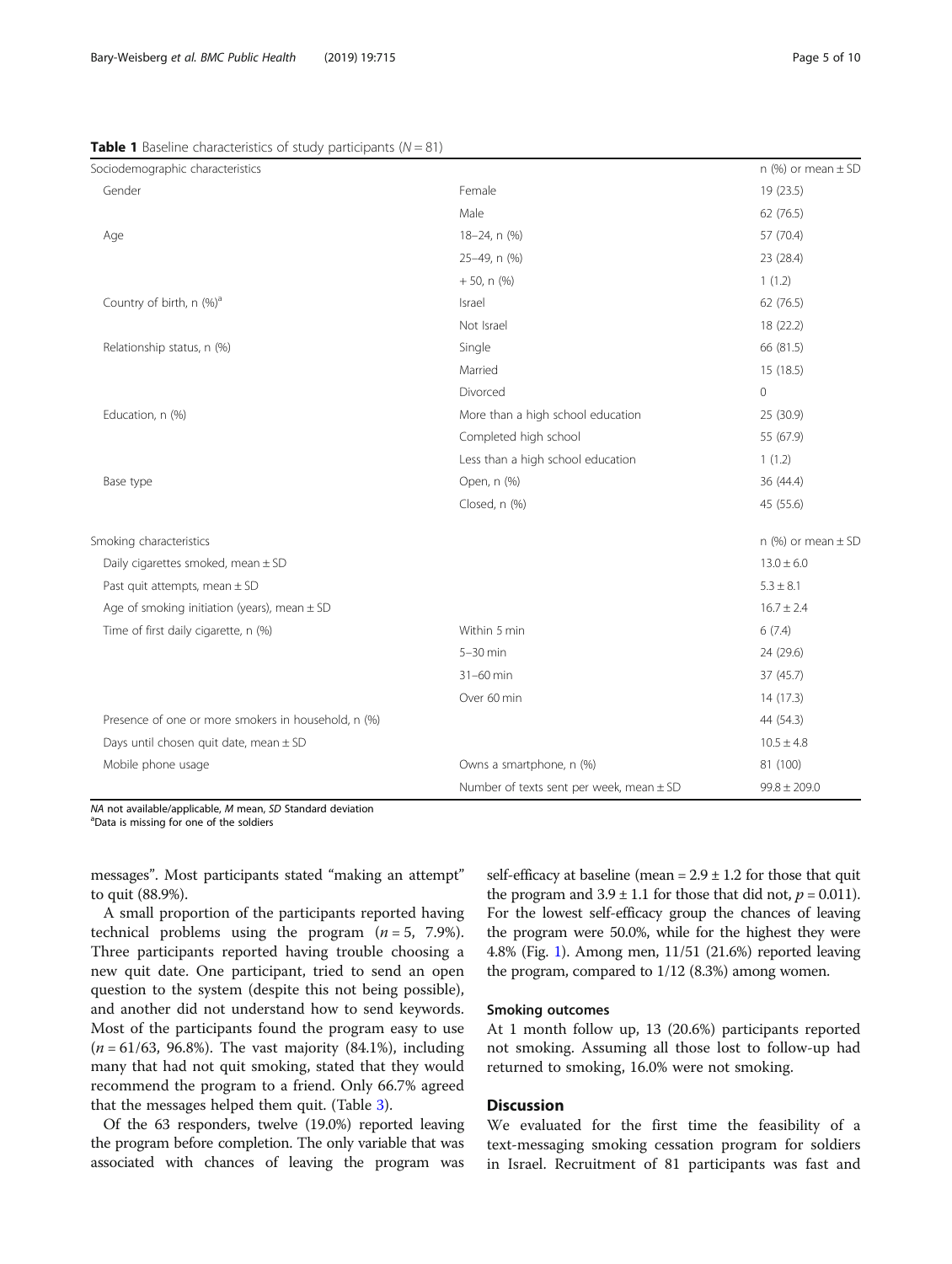**Table 1** Baseline characteristics of study participants ($N = 81$)

| Sociodemographic characteristics | | n (%) or mean ± SD |
|---|---|---|
| Gender | Female | 19 (23.5) |
| | Male | 62 (76.5) |
| Age | 18–24, n (%) | 57 (70.4) |
| | 25–49, n (%) | 23 (28.4) |
| | + 50, n (%) | 1 (1.2) |
| Country of birth, n (%)[a] | Israel | 62 (76.5) |
| | Not Israel | 18 (22.2) |
| Relationship status, n (%) | Single | 66 (81.5) |
| | Married | 15 (18.5) |
| | Divorced | 0 |
| Education, n (%) | More than a high school education | 25 (30.9) |
| | Completed high school | 55 (67.9) |
| | Less than a high school education | 1 (1.2) |
| Base type | Open, n (%) | 36 (44.4) |
| | Closed, n (%) | 45 (55.6) |
| **Smoking characteristics** | | **n (%) or mean ± SD** |
| Daily cigarettes smoked, mean ± SD | | 13.0 ± 6.0 |
| Past quit attempts, mean ± SD | | 5.3 ± 8.1 |
| Age of smoking initiation (years), mean ± SD | | 16.7 ± 2.4 |
| Time of first daily cigarette, n (%) | Within 5 min | 6 (7.4) |
| | 5–30 min | 24 (29.6) |
| | 31–60 min | 37 (45.7) |
| | Over 60 min | 14 (17.3) |
| Presence of one or more smokers in household, n (%) | | 44 (54.3) |
| Days until chosen quit date, mean ± SD | | 10.5 ± 4.8 |
| Mobile phone usage | Owns a smartphone, n (%) | 81 (100) |
| | Number of texts sent per week, mean ± SD | 99.8 ± 209.0 |

*NA* not available/applicable, *M* mean, *SD* Standard deviation
[a]Data is missing for one of the soldiers

messages". Most participants stated "making an attempt" to quit (88.9%).

A small proportion of the participants reported having technical problems using the program ($n = 5$, 7.9%). Three participants reported having trouble choosing a new quit date. One participant, tried to send an open question to the system (despite this not being possible), and another did not understand how to send keywords. Most of the participants found the program easy to use ($n = 61/63$, 96.8%). The vast majority (84.1%), including many that had not quit smoking, stated that they would recommend the program to a friend. Only 66.7% agreed that the messages helped them quit. (Table 3).

Of the 63 responders, twelve (19.0%) reported leaving the program before completion. The only variable that was associated with chances of leaving the program was self-efficacy at baseline (mean = 2.9 ± 1.2 for those that quit the program and 3.9 ± 1.1 for those that did not, $p = 0.011$). For the lowest self-efficacy group the chances of leaving the program were 50.0%, while for the highest they were 4.8% (Fig. 1). Among men, 11/51 (21.6%) reported leaving the program, compared to 1/12 (8.3%) among women.

### Smoking outcomes

At 1 month follow up, 13 (20.6%) participants reported not smoking. Assuming all those lost to follow-up had returned to smoking, 16.0% were not smoking.

## Discussion

We evaluated for the first time the feasibility of a text-messaging smoking cessation program for soldiers in Israel. Recruitment of 81 participants was fast and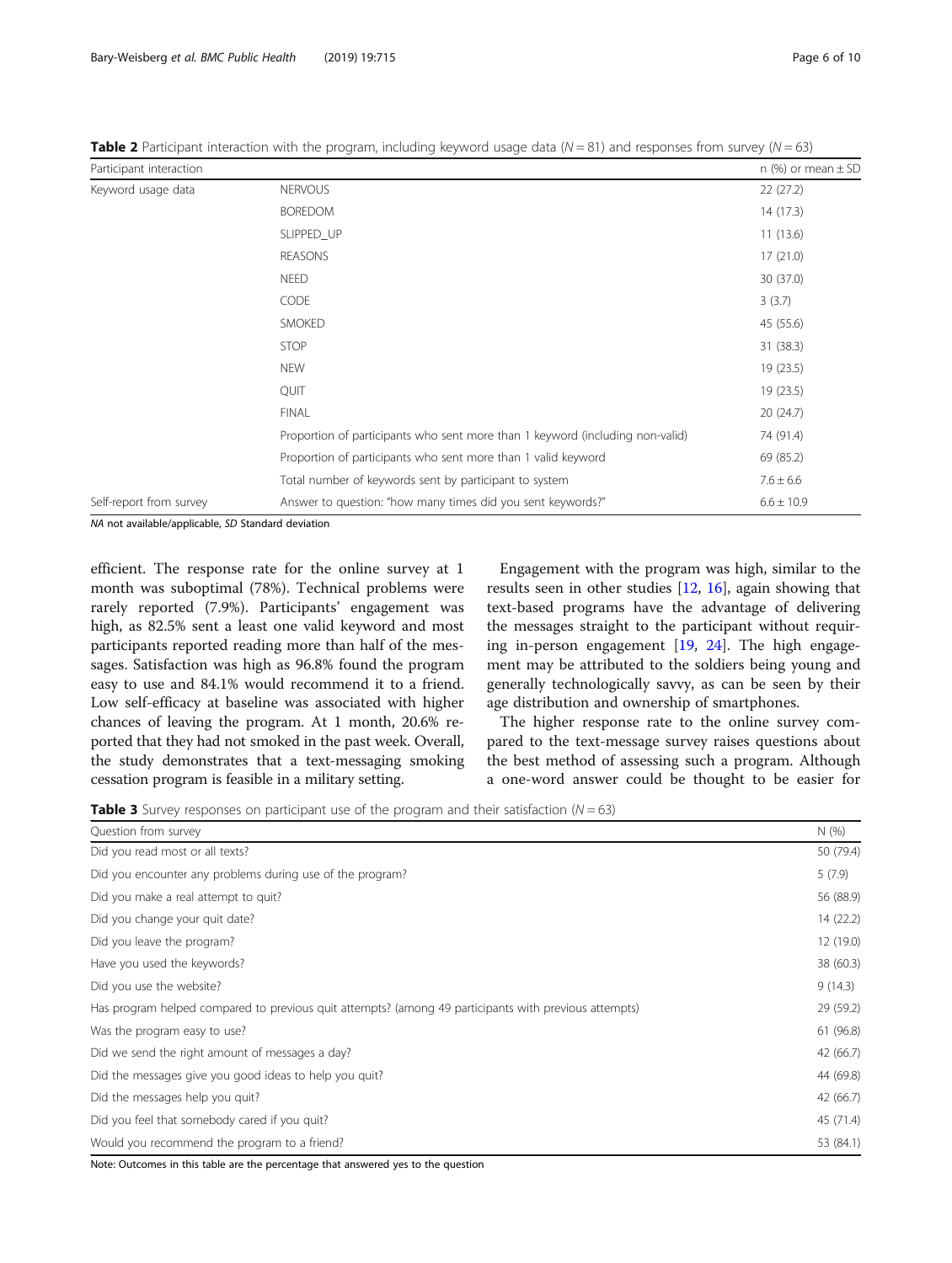**Table 2** Participant interaction with the program, including keyword usage data ($N = 81$) and responses from survey ($N = 63$)

| Participant interaction | | n (%) or mean ± SD |
|---|---|---|
| Keyword usage data | NERVOUS | 22 (27.2) |
| | BOREDOM | 14 (17.3) |
| | SLIPPED_UP | 11 (13.6) |
| | REASONS | 17 (21.0) |
| | NEED | 30 (37.0) |
| | CODE | 3 (3.7) |
| | SMOKED | 45 (55.6) |
| | STOP | 31 (38.3) |
| | NEW | 19 (23.5) |
| | QUIT | 19 (23.5) |
| | FINAL | 20 (24.7) |
| | Proportion of participants who sent more than 1 keyword (including non-valid) | 74 (91.4) |
| | Proportion of participants who sent more than 1 valid keyword | 69 (85.2) |
| | Total number of keywords sent by participant to system | 7.6 ± 6.6 |
| Self-report from survey | Answer to question: "how many times did you sent keywords?" | 6.6 ± 10.9 |

*NA* not available/applicable, *SD* Standard deviation

efficient. The response rate for the online survey at 1 month was suboptimal (78%). Technical problems were rarely reported (7.9%). Participants' engagement was high, as 82.5% sent a least one valid keyword and most participants reported reading more than half of the messages. Satisfaction was high as 96.8% found the program easy to use and 84.1% would recommend it to a friend. Low self-efficacy at baseline was associated with higher chances of leaving the program. At 1 month, 20.6% reported that they had not smoked in the past week. Overall, the study demonstrates that a text-messaging smoking cessation program is feasible in a military setting.

Engagement with the program was high, similar to the results seen in other studies [12, 16], again showing that text-based programs have the advantage of delivering the messages straight to the participant without requiring in-person engagement [19, 24]. The high engagement may be attributed to the soldiers being young and generally technologically savvy, as can be seen by their age distribution and ownership of smartphones.

The higher response rate to the online survey compared to the text-message survey raises questions about the best method of assessing such a program. Although a one-word answer could be thought to be easier for

**Table 3** Survey responses on participant use of the program and their satisfaction ($N = 63$)

| Question from survey | N (%) |
|---|---|
| Did you read most or all texts? | 50 (79.4) |
| Did you encounter any problems during use of the program? | 5 (7.9) |
| Did you make a real attempt to quit? | 56 (88.9) |
| Did you change your quit date? | 14 (22.2) |
| Did you leave the program? | 12 (19.0) |
| Have you used the keywords? | 38 (60.3) |
| Did you use the website? | 9 (14.3) |
| Has program helped compared to previous quit attempts? (among 49 participants with previous attempts) | 29 (59.2) |
| Was the program easy to use? | 61 (96.8) |
| Did we send the right amount of messages a day? | 42 (66.7) |
| Did the messages give you good ideas to help you quit? | 44 (69.8) |
| Did the messages help you quit? | 42 (66.7) |
| Did you feel that somebody cared if you quit? | 45 (71.4) |
| Would you recommend the program to a friend? | 53 (84.1) |

Note: Outcomes in this table are the percentage that answered yes to the question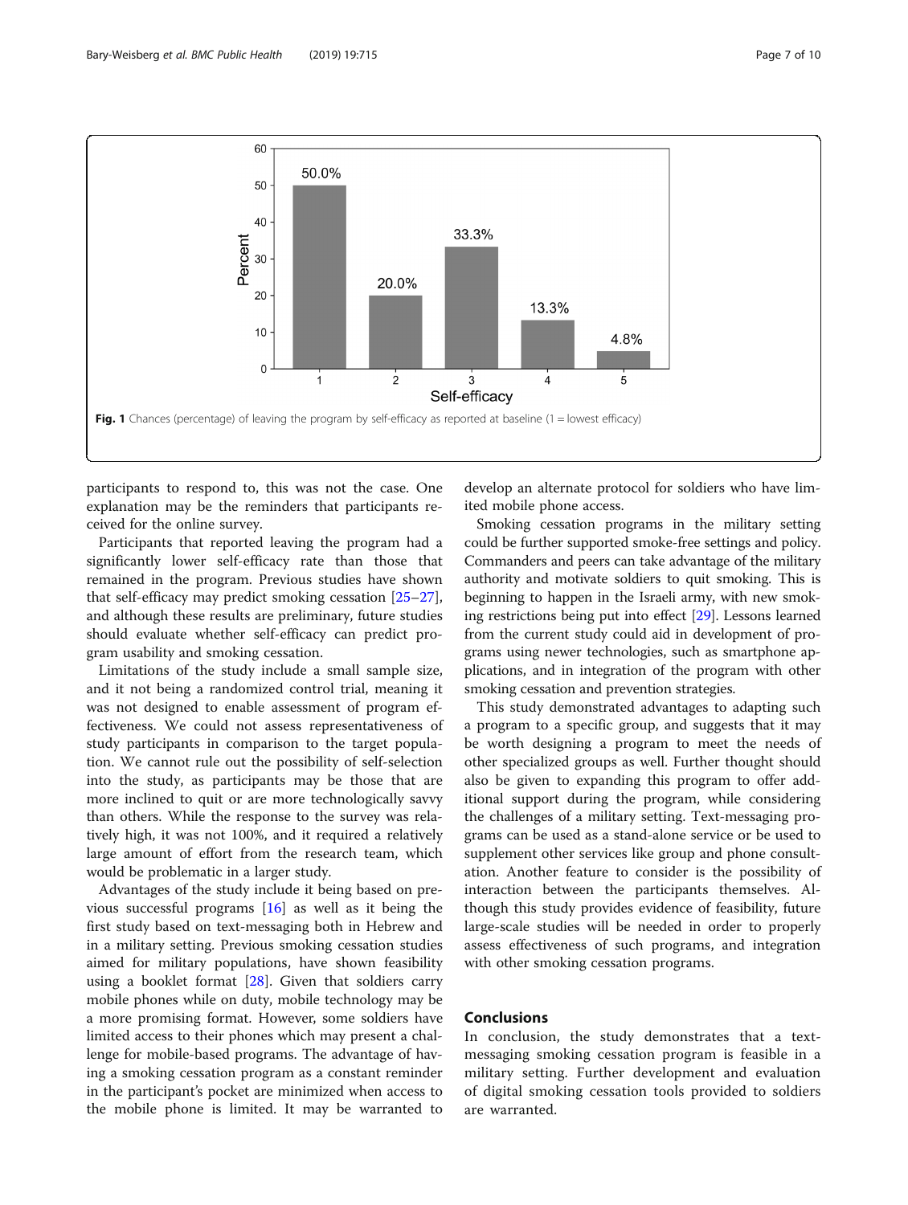60
50
40
30
20
10
0
Percent
50.0%
20.0%
33.3%
13.3%
4.8%
1
2
3
4
5
Self-efficacy

**Fig. 1** Chances (percentage) of leaving the program by self-efficacy as reported at baseline (1 = lowest efficacy)

participants to respond to, this was not the case. One explanation may be the reminders that participants received for the online survey.

Participants that reported leaving the program had a significantly lower self-efficacy rate than those that remained in the program. Previous studies have shown that self-efficacy may predict smoking cessation [25–27], and although these results are preliminary, future studies should evaluate whether self-efficacy can predict program usability and smoking cessation.

Limitations of the study include a small sample size, and it not being a randomized control trial, meaning it was not designed to enable assessment of program effectiveness. We could not assess representativeness of study participants in comparison to the target population. We cannot rule out the possibility of self-selection into the study, as participants may be those that are more inclined to quit or are more technologically savvy than others. While the response to the survey was relatively high, it was not 100%, and it required a relatively large amount of effort from the research team, which would be problematic in a larger study.

Advantages of the study include it being based on previous successful programs [16] as well as it being the first study based on text-messaging both in Hebrew and in a military setting. Previous smoking cessation studies aimed for military populations, have shown feasibility using a booklet format [28]. Given that soldiers carry mobile phones while on duty, mobile technology may be a more promising format. However, some soldiers have limited access to their phones which may present a challenge for mobile-based programs. The advantage of having a smoking cessation program as a constant reminder in the participant's pocket are minimized when access to the mobile phone is limited. It may be warranted to develop an alternate protocol for soldiers who have limited mobile phone access.

Smoking cessation programs in the military setting could be further supported smoke-free settings and policy. Commanders and peers can take advantage of the military authority and motivate soldiers to quit smoking. This is beginning to happen in the Israeli army, with new smoking restrictions being put into effect [29]. Lessons learned from the current study could aid in development of programs using newer technologies, such as smartphone applications, and in integration of the program with other smoking cessation and prevention strategies.

This study demonstrated advantages to adapting such a program to a specific group, and suggests that it may be worth designing a program to meet the needs of other specialized groups as well. Further thought should also be given to expanding this program to offer additional support during the program, while considering the challenges of a military setting. Text-messaging programs can be used as a stand-alone service or be used to supplement other services like group and phone consultation. Another feature to consider is the possibility of interaction between the participants themselves. Although this study provides evidence of feasibility, future large-scale studies will be needed in order to properly assess effectiveness of such programs, and integration with other smoking cessation programs.

## Conclusions

In conclusion, the study demonstrates that a text-messaging smoking cessation program is feasible in a military setting. Further development and evaluation of digital smoking cessation tools provided to soldiers are warranted.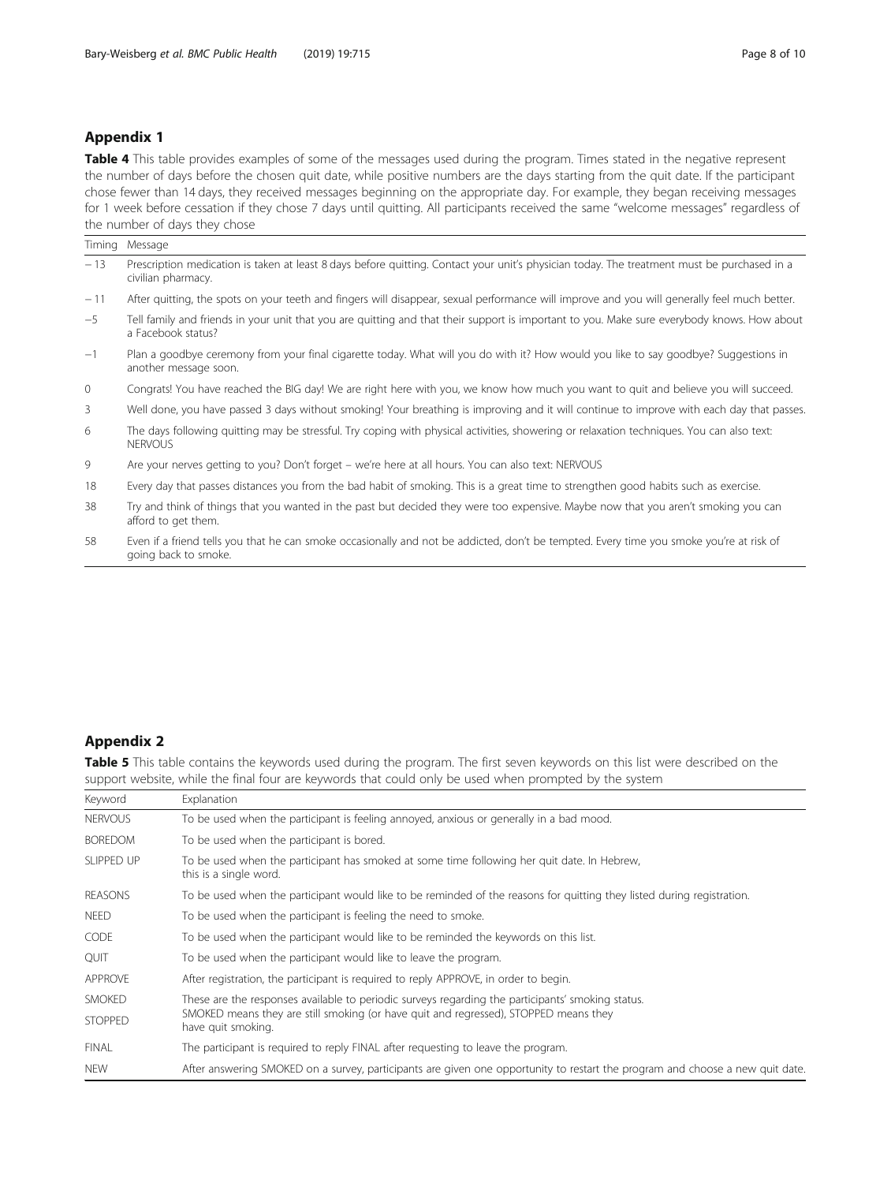## Appendix 1

**Table 4** This table provides examples of some of the messages used during the program. Times stated in the negative represent the number of days before the chosen quit date, while positive numbers are the days starting from the quit date. If the participant chose fewer than 14 days, they received messages beginning on the appropriate day. For example, they began receiving messages for 1 week before cessation if they chose 7 days until quitting. All participants received the same "welcome messages" regardless of the number of days they chose

| Timing | Message |
|---|---|
| − 13 | Prescription medication is taken at least 8 days before quitting. Contact your unit's physician today. The treatment must be purchased in a civilian pharmacy. |
| − 11 | After quitting, the spots on your teeth and fingers will disappear, sexual performance will improve and you will generally feel much better. |
| −5 | Tell family and friends in your unit that you are quitting and that their support is important to you. Make sure everybody knows. How about a Facebook status? |
| −1 | Plan a goodbye ceremony from your final cigarette today. What will you do with it? How would you like to say goodbye? Suggestions in another message soon. |
| 0 | Congrats! You have reached the BIG day! We are right here with you, we know how much you want to quit and believe you will succeed. |
| 3 | Well done, you have passed 3 days without smoking! Your breathing is improving and it will continue to improve with each day that passes. |
| 6 | The days following quitting may be stressful. Try coping with physical activities, showering or relaxation techniques. You can also text: NERVOUS |
| 9 | Are your nerves getting to you? Don't forget – we're here at all hours. You can also text: NERVOUS |
| 18 | Every day that passes distances you from the bad habit of smoking. This is a great time to strengthen good habits such as exercise. |
| 38 | Try and think of things that you wanted in the past but decided they were too expensive. Maybe now that you aren't smoking you can afford to get them. |
| 58 | Even if a friend tells you that he can smoke occasionally and not be addicted, don't be tempted. Every time you smoke you're at risk of going back to smoke. |

## Appendix 2

**Table 5** This table contains the keywords used during the program. The first seven keywords on this list were described on the support website, while the final four are keywords that could only be used when prompted by the system

| Keyword | Explanation |
|---|---|
| NERVOUS | To be used when the participant is feeling annoyed, anxious or generally in a bad mood. |
| BOREDOM | To be used when the participant is bored. |
| SLIPPED UP | To be used when the participant has smoked at some time following her quit date. In Hebrew, this is a single word. |
| REASONS | To be used when the participant would like to be reminded of the reasons for quitting they listed during registration. |
| NEED | To be used when the participant is feeling the need to smoke. |
| CODE | To be used when the participant would like to be reminded the keywords on this list. |
| QUIT | To be used when the participant would like to leave the program. |
| APPROVE | After registration, the participant is required to reply APPROVE, in order to begin. |
| SMOKED | These are the responses available to periodic surveys regarding the participants' smoking status. SMOKED means they are still smoking (or have quit and regressed), STOPPED means they have quit smoking. |
| STOPPED | |
| FINAL | The participant is required to reply FINAL after requesting to leave the program. |
| NEW | After answering SMOKED on a survey, participants are given one opportunity to restart the program and choose a new quit date. |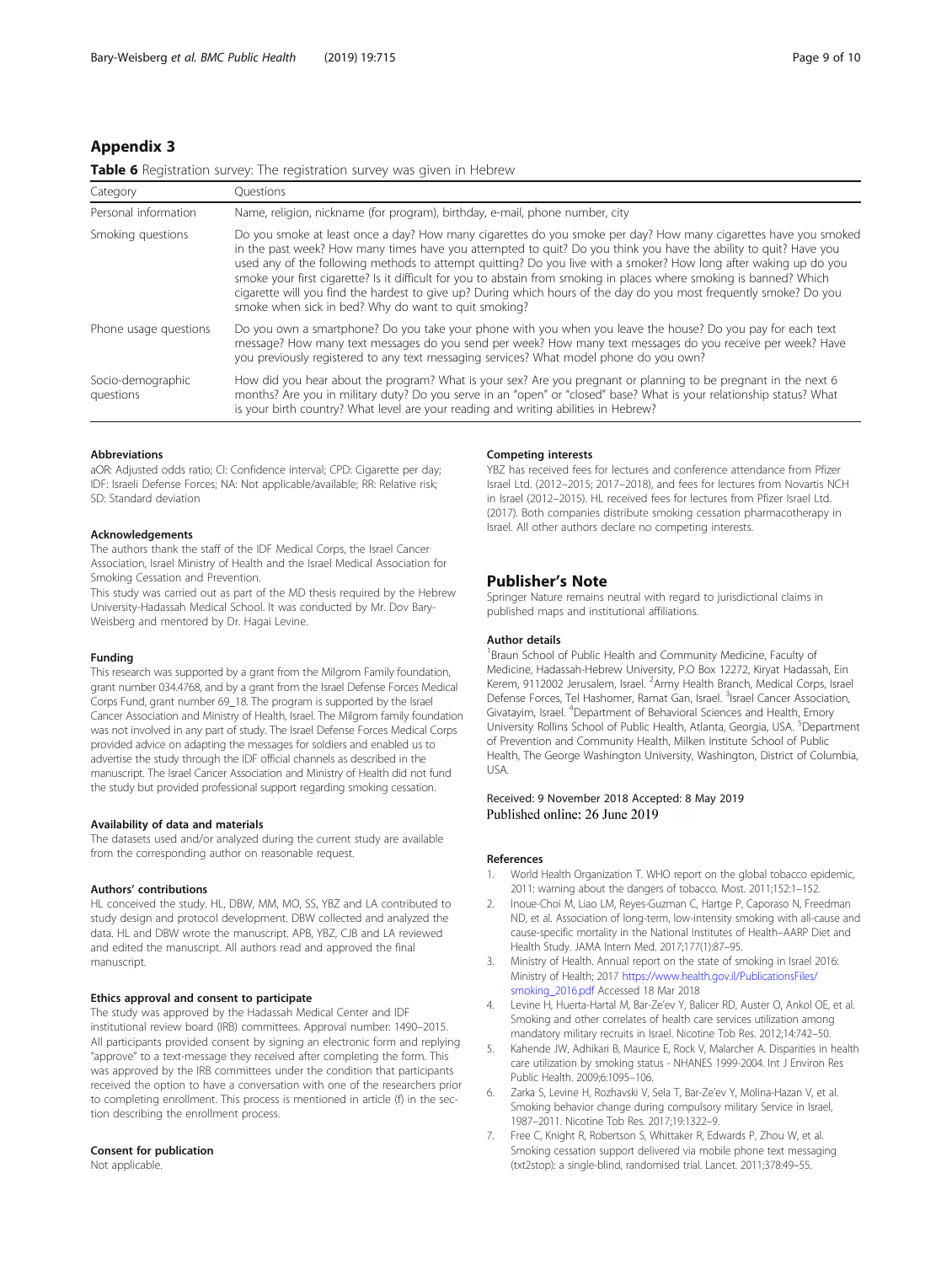## Appendix 3

**Table 6** Registration survey: The registration survey was given in Hebrew

| Category | Questions |
|---|---|
| Personal information | Name, religion, nickname (for program), birthday, e-mail, phone number, city |
| Smoking questions | Do you smoke at least once a day? How many cigarettes do you smoke per day? How many cigarettes have you smoked in the past week? How many times have you attempted to quit? Do you think you have the ability to quit? Have you used any of the following methods to attempt quitting? Do you live with a smoker? How long after waking up do you smoke your first cigarette? Is it difficult for you to abstain from smoking in places where smoking is banned? Which cigarette will you find the hardest to give up? During which hours of the day do you most frequently smoke? Do you smoke when sick in bed? Why do want to quit smoking? |
| Phone usage questions | Do you own a smartphone? Do you take your phone with you when you leave the house? Do you pay for each text message? How many text messages do you send per week? How many text messages do you receive per week? Have you previously registered to any text messaging services? What model phone do you own? |
| Socio-demographic questions | How did you hear about the program? What is your sex? Are you pregnant or planning to be pregnant in the next 6 months? Are you in military duty? Do you serve in an "open" or "closed" base? What is your relationship status? What is your birth country? What level are your reading and writing abilities in Hebrew? |

#### Abbreviations
aOR: Adjusted odds ratio; CI: Confidence interval; CPD: Cigarette per day; IDF: Israeli Defense Forces; NA: Not applicable/available; RR: Relative risk; SD: Standard deviation

#### Acknowledgements
The authors thank the staff of the IDF Medical Corps, the Israel Cancer Association, Israel Ministry of Health and the Israel Medical Association for Smoking Cessation and Prevention.

This study was carried out as part of the MD thesis required by the Hebrew University-Hadassah Medical School. It was conducted by Mr. Dov Bary-Weisberg and mentored by Dr. Hagai Levine.

#### Funding
This research was supported by a grant from the Milgrom Family foundation, grant number 034.4768, and by a grant from the Israel Defense Forces Medical Corps Fund, grant number 69_18. The program is supported by the Israel Cancer Association and Ministry of Health, Israel. The Milgrom family foundation was not involved in any part of study. The Israel Defense Forces Medical Corps provided advice on adapting the messages for soldiers and enabled us to advertise the study through the IDF official channels as described in the manuscript. The Israel Cancer Association and Ministry of Health did not fund the study but provided professional support regarding smoking cessation.

#### Availability of data and materials
The datasets used and/or analyzed during the current study are available from the corresponding author on reasonable request.

#### Authors' contributions
HL conceived the study. HL, DBW, MM, MO, SS, YBZ and LA contributed to study design and protocol development. DBW collected and analyzed the data. HL and DBW wrote the manuscript. APB, YBZ, CJB and LA reviewed and edited the manuscript. All authors read and approved the final manuscript.

#### Ethics approval and consent to participate
The study was approved by the Hadassah Medical Center and IDF institutional review board (IRB) committees. Approval number: 1490–2015. All participants provided consent by signing an electronic form and replying "approve" to a text-message they received after completing the form. This was approved by the IRB committees under the condition that participants received the option to have a conversation with one of the researchers prior to completing enrollment. This process is mentioned in article (f) in the section describing the enrollment process.

#### Consent for publication
Not applicable.

#### Competing interests
YBZ has received fees for lectures and conference attendance from Pfizer Israel Ltd. (2012–2015; 2017–2018), and fees for lectures from Novartis NCH in Israel (2012–2015). HL received fees for lectures from Pfizer Israel Ltd. (2017). Both companies distribute smoking cessation pharmacotherapy in Israel. All other authors declare no competing interests.

## Publisher's Note
Springer Nature remains neutral with regard to jurisdictional claims in published maps and institutional affiliations.

#### Author details
[1]Braun School of Public Health and Community Medicine, Faculty of Medicine, Hadassah-Hebrew University, P.O Box 12272, Kiryat Hadassah, Ein Kerem, 9112002 Jerusalem, Israel. [2]Army Health Branch, Medical Corps, Israel Defense Forces, Tel Hashomer, Ramat Gan, Israel. [3]Israel Cancer Association, Givatayim, Israel. [4]Department of Behavioral Sciences and Health, Emory University Rollins School of Public Health, Atlanta, Georgia, USA. [5]Department of Prevention and Community Health, Milken Institute School of Public Health, The George Washington University, Washington, District of Columbia, USA.

Received: 9 November 2018 Accepted: 8 May 2019
Published online: 26 June 2019

#### References
1. World Health Organization T. WHO report on the global tobacco epidemic, 2011: warning about the dangers of tobacco. Most. 2011;152:1–152.
2. Inoue-Choi M, Liao LM, Reyes-Guzman C, Hartge P, Caporaso N, Freedman ND, et al. Association of long-term, low-intensity smoking with all-cause and cause-specific mortality in the National Institutes of Health–AARP Diet and Health Study. JAMA Intern Med. 2017;177(1):87–95.
3. Ministry of Health. Annual report on the state of smoking in Israel 2016: Ministry of Health; 2017 https://www.health.gov.il/PublicationsFiles/smoking_2016.pdf Accessed 18 Mar 2018
4. Levine H, Huerta-Hartal M, Bar-Ze'ev Y, Balicer RD, Auster O, Ankol OE, et al. Smoking and other correlates of health care services utilization among mandatory military recruits in Israel. Nicotine Tob Res. 2012;14:742–50.
5. Kahende JW, Adhikari B, Maurice E, Rock V, Malarcher A. Disparities in health care utilization by smoking status - NHANES 1999-2004. Int J Environ Res Public Health. 2009;6:1095–106.
6. Zarka S, Levine H, Rozhavski V, Sela T, Bar-Ze'ev Y, Molina-Hazan V, et al. Smoking behavior change during compulsory military Service in Israel, 1987–2011. Nicotine Tob Res. 2017;19:1322–9.
7. Free C, Knight R, Robertson S, Whittaker R, Edwards P, Zhou W, et al. Smoking cessation support delivered via mobile phone text messaging (txt2stop): a single-blind, randomised trial. Lancet. 2011;378:49–55.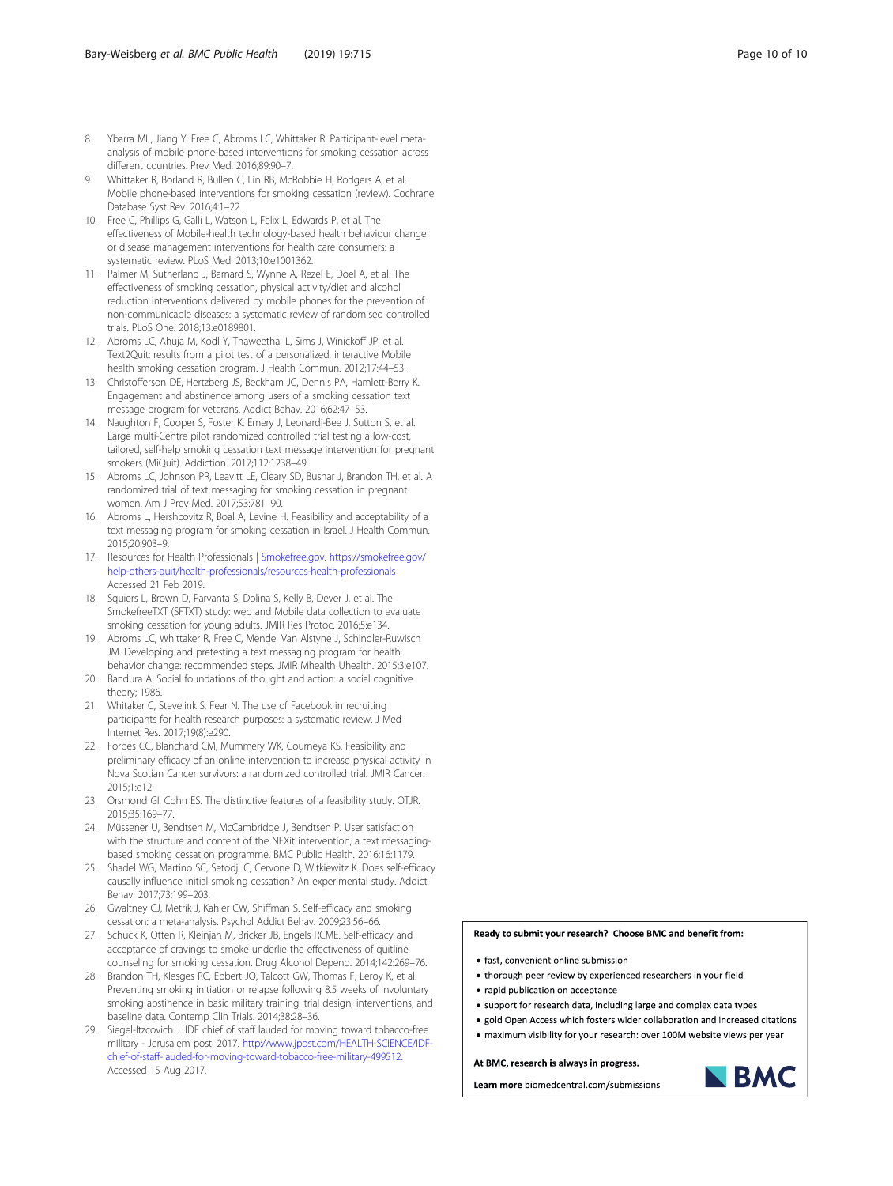8. Ybarra ML, Jiang Y, Free C, Abroms LC, Whittaker R. Participant-level meta-analysis of mobile phone-based interventions for smoking cessation across different countries. Prev Med. 2016;89:90–7.
9. Whittaker R, Borland R, Bullen C, Lin RB, McRobbie H, Rodgers A, et al. Mobile phone-based interventions for smoking cessation (review). Cochrane Database Syst Rev. 2016;4:1–22.
10. Free C, Phillips G, Galli L, Watson L, Felix L, Edwards P, et al. The effectiveness of Mobile-health technology-based health behaviour change or disease management interventions for health care consumers: a systematic review. PLoS Med. 2013;10:e1001362.
11. Palmer M, Sutherland J, Barnard S, Wynne A, Rezel E, Doel A, et al. The effectiveness of smoking cessation, physical activity/diet and alcohol reduction interventions delivered by mobile phones for the prevention of non-communicable diseases: a systematic review of randomised controlled trials. PLoS One. 2018;13:e0189801.
12. Abroms LC, Ahuja M, Kodl Y, Thaweethai L, Sims J, Winickoff JP, et al. Text2Quit: results from a pilot test of a personalized, interactive Mobile health smoking cessation program. J Health Commun. 2012;17:44–53.
13. Christofferson DE, Hertzberg JS, Beckham JC, Dennis PA, Hamlett-Berry K. Engagement and abstinence among users of a smoking cessation text message program for veterans. Addict Behav. 2016;62:47–53.
14. Naughton F, Cooper S, Foster K, Emery J, Leonardi-Bee J, Sutton S, et al. Large multi-Centre pilot randomized controlled trial testing a low-cost, tailored, self-help smoking cessation text message intervention for pregnant smokers (MiQuit). Addiction. 2017;112:1238–49.
15. Abroms LC, Johnson PR, Leavitt LE, Cleary SD, Bushar J, Brandon TH, et al. A randomized trial of text messaging for smoking cessation in pregnant women. Am J Prev Med. 2017;53:781–90.
16. Abroms L, Hershcovitz R, Boal A, Levine H. Feasibility and acceptability of a text messaging program for smoking cessation in Israel. J Health Commun. 2015;20:903–9.
17. Resources for Health Professionals | Smokefree.gov. https://smokefree.gov/help-others-quit/health-professionals/resources-health-professionals Accessed 21 Feb 2019.
18. Squiers L, Brown D, Parvanta S, Dolina S, Kelly B, Dever J, et al. The SmokefreeTXT (SFTXT) study: web and Mobile data collection to evaluate smoking cessation for young adults. JMIR Res Protoc. 2016;5:e134.
19. Abroms LC, Whittaker R, Free C, Mendel Van Alstyne J, Schindler-Ruwisch JM. Developing and pretesting a text messaging program for health behavior change: recommended steps. JMIR Mhealth Uhealth. 2015;3:e107.
20. Bandura A. Social foundations of thought and action: a social cognitive theory; 1986.
21. Whitaker C, Stevelink S, Fear N. The use of Facebook in recruiting participants for health research purposes: a systematic review. J Med Internet Res. 2017;19(8):e290.
22. Forbes CC, Blanchard CM, Mummery WK, Courneya KS. Feasibility and preliminary efficacy of an online intervention to increase physical activity in Nova Scotian Cancer survivors: a randomized controlled trial. JMIR Cancer. 2015;1:e12.
23. Orsmond GI, Cohn ES. The distinctive features of a feasibility study. OTJR. 2015;35:169–77.
24. Müssener U, Bendtsen M, McCambridge J, Bendtsen P. User satisfaction with the structure and content of the NEXit intervention, a text messaging-based smoking cessation programme. BMC Public Health. 2016;16:1179.
25. Shadel WG, Martino SC, Setodji C, Cervone D, Witkiewitz K. Does self-efficacy causally influence initial smoking cessation? An experimental study. Addict Behav. 2017;73:199–203.
26. Gwaltney CJ, Metrik J, Kahler CW, Shiffman S. Self-efficacy and smoking cessation: a meta-analysis. Psychol Addict Behav. 2009;23:56–66.
27. Schuck K, Otten R, Kleinjan M, Bricker JB, Engels RCME. Self-efficacy and acceptance of cravings to smoke underlie the effectiveness of quitline counseling for smoking cessation. Drug Alcohol Depend. 2014;142:269–76.
28. Brandon TH, Klesges RC, Ebbert JO, Talcott GW, Thomas F, Leroy K, et al. Preventing smoking initiation or relapse following 8.5 weeks of involuntary smoking abstinence in basic military training: trial design, interventions, and baseline data. Contemp Clin Trials. 2014;38:28–36.
29. Siegel-Itzcovich J. IDF chief of staff lauded for moving toward tobacco-free military - Jerusalem post. 2017. http://www.jpost.com/HEALTH-SCIENCE/IDF-chief-of-staff-lauded-for-moving-toward-tobacco-free-military-499512. Accessed 15 Aug 2017.